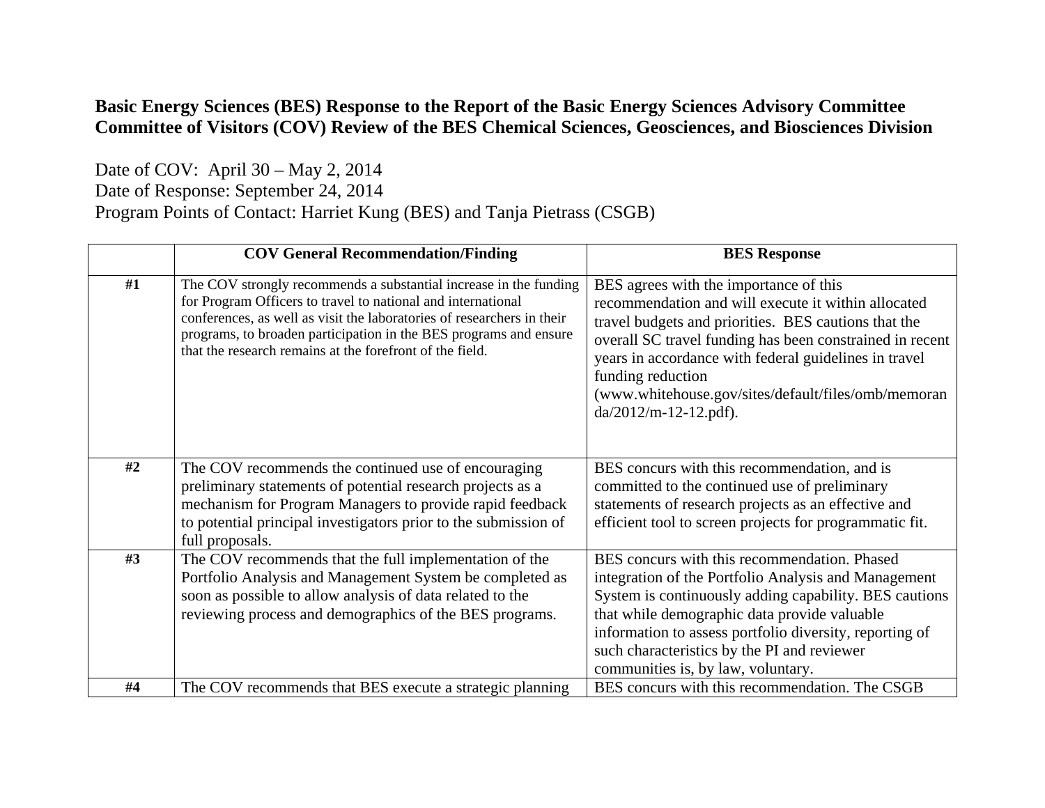**Basic Energy Sciences (BES) Response to the Report of the Basic Energy Sciences Advisory Committee Committee of Visitors (COV) Review of the BES Chemical Sciences, Geosciences, and Biosciences Division**

Date of COV: April 30 – May 2, 2014
Date of Response: September 24, 2014
Program Points of Contact: Harriet Kung (BES) and Tanja Pietrass (CSGB)

| | COV General Recommendation/Finding | BES Response |
|---|---|---|
| #1 | The COV strongly recommends a substantial increase in the funding for Program Officers to travel to national and international conferences, as well as visit the laboratories of researchers in their programs, to broaden participation in the BES programs and ensure that the research remains at the forefront of the field. | BES agrees with the importance of this recommendation and will execute it within allocated travel budgets and priorities. BES cautions that the overall SC travel funding has been constrained in recent years in accordance with federal guidelines in travel funding reduction (www.whitehouse.gov/sites/default/files/omb/memoranda/2012/m-12-12.pdf). |
| #2 | The COV recommends the continued use of encouraging preliminary statements of potential research projects as a mechanism for Program Managers to provide rapid feedback to potential principal investigators prior to the submission of full proposals. | BES concurs with this recommendation, and is committed to the continued use of preliminary statements of research projects as an effective and efficient tool to screen projects for programmatic fit. |
| #3 | The COV recommends that the full implementation of the Portfolio Analysis and Management System be completed as soon as possible to allow analysis of data related to the reviewing process and demographics of the BES programs. | BES concurs with this recommendation. Phased integration of the Portfolio Analysis and Management System is continuously adding capability. BES cautions that while demographic data provide valuable information to assess portfolio diversity, reporting of such characteristics by the PI and reviewer communities is, by law, voluntary. |
| #4 | The COV recommends that BES execute a strategic planning | BES concurs with this recommendation. The CSGB |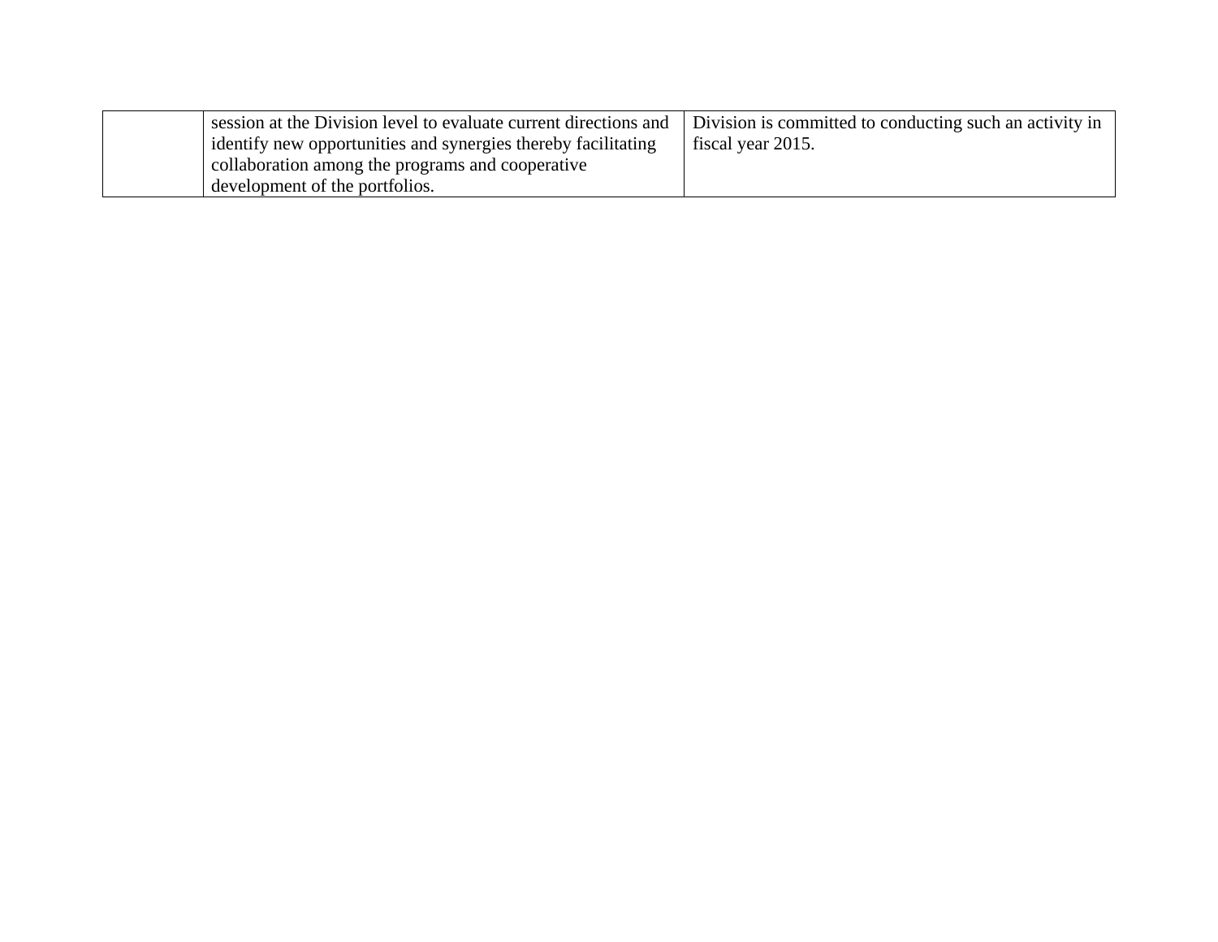| | | |
|---|---|---|
| | session at the Division level to evaluate current directions and identify new opportunities and synergies thereby facilitating collaboration among the programs and cooperative development of the portfolios. | Division is committed to conducting such an activity in fiscal year 2015. |